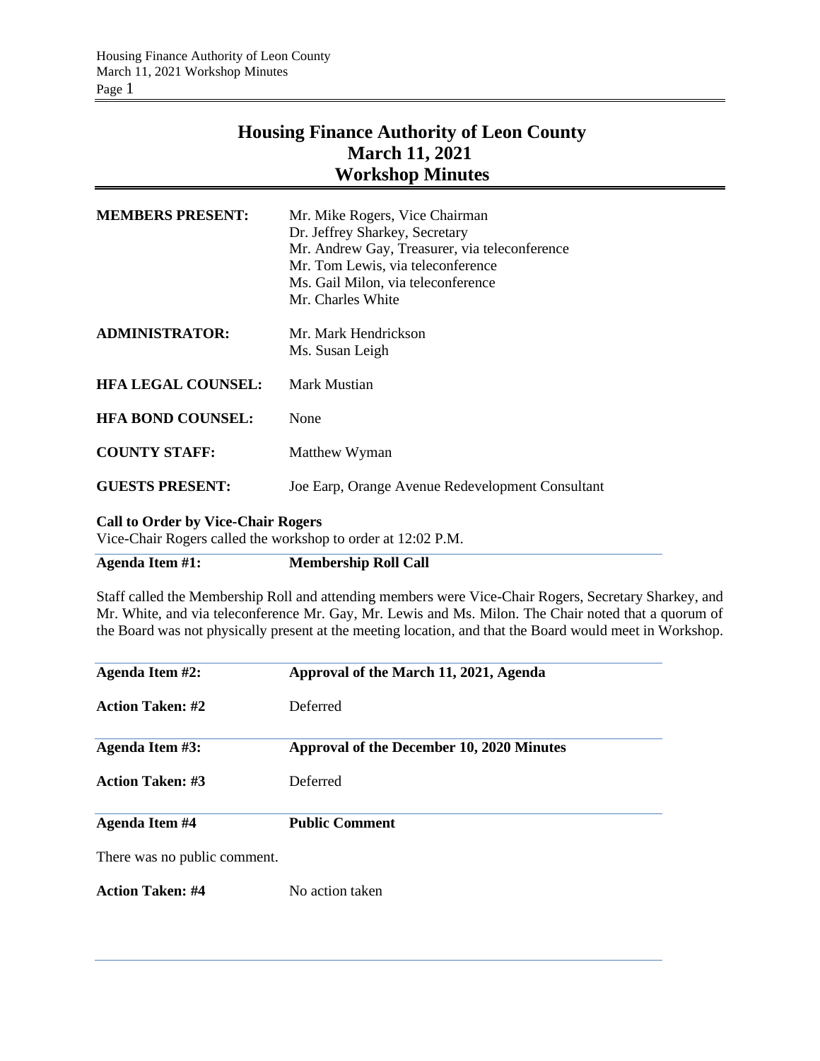# Housing Finance Authority of Leon County
# March 11, 2021
# Workshop Minutes

| | |
|---|---|
| **MEMBERS PRESENT:** | Mr. Mike Rogers, Vice Chairman<br>Dr. Jeffrey Sharkey, Secretary<br>Mr. Andrew Gay, Treasurer, via teleconference<br>Mr. Tom Lewis, via teleconference<br>Ms. Gail Milon, via teleconference<br>Mr. Charles White |
| **ADMINISTRATOR:** | Mr. Mark Hendrickson<br>Ms. Susan Leigh |
| **HFA LEGAL COUNSEL:** | Mark Mustian |
| **HFA BOND COUNSEL:** | None |
| **COUNTY STAFF:** | Matthew Wyman |
| **GUESTS PRESENT:** | Joe Earp, Orange Avenue Redevelopment Consultant |

**Call to Order by Vice-Chair Rogers**

Vice-Chair Rogers called the workshop to order at 12:02 P.M.

**Agenda Item #1:** **Membership Roll Call**

Staff called the Membership Roll and attending members were Vice-Chair Rogers, Secretary Sharkey, and Mr. White, and via teleconference Mr. Gay, Mr. Lewis and Ms. Milon. The Chair noted that a quorum of the Board was not physically present at the meeting location, and that the Board would meet in Workshop.

**Agenda Item #2:** **Approval of the March 11, 2021, Agenda**

**Action Taken: #2** Deferred

**Agenda Item #3:** **Approval of the December 10, 2020 Minutes**

**Action Taken: #3** Deferred

**Agenda Item #4** **Public Comment**

There was no public comment.

**Action Taken: #4** No action taken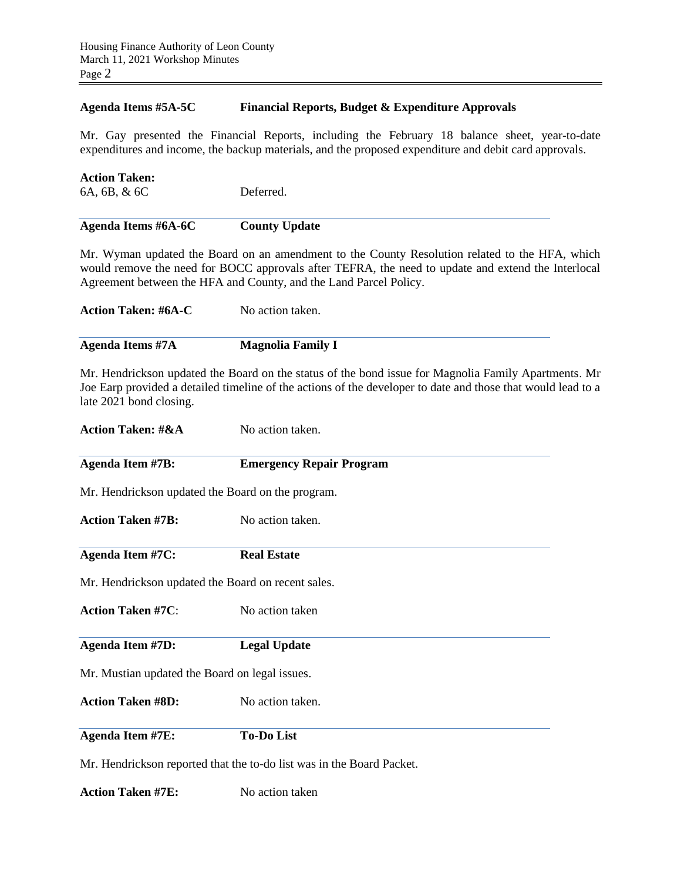**Agenda Items #5A-5C Financial Reports, Budget & Expenditure Approvals**

Mr. Gay presented the Financial Reports, including the February 18 balance sheet, year-to-date expenditures and income, the backup materials, and the proposed expenditure and debit card approvals.

**Action Taken:**
6A, 6B, & 6C Deferred.

**Agenda Items #6A-6C County Update**

Mr. Wyman updated the Board on an amendment to the County Resolution related to the HFA, which would remove the need for BOCC approvals after TEFRA, the need to update and extend the Interlocal Agreement between the HFA and County, and the Land Parcel Policy.

**Action Taken: #6A-C** No action taken.

**Agenda Items #7A Magnolia Family I**

Mr. Hendrickson updated the Board on the status of the bond issue for Magnolia Family Apartments. Mr Joe Earp provided a detailed timeline of the actions of the developer to date and those that would lead to a late 2021 bond closing.

**Action Taken: #&A** No action taken.

**Agenda Item #7B: Emergency Repair Program**

Mr. Hendrickson updated the Board on the program.

**Action Taken #7B:** No action taken.

**Agenda Item #7C: Real Estate**

Mr. Hendrickson updated the Board on recent sales.

**Action Taken #7C**: No action taken

**Agenda Item #7D: Legal Update**

Mr. Mustian updated the Board on legal issues.

**Action Taken #8D:** No action taken.

**Agenda Item #7E: To-Do List**

Mr. Hendrickson reported that the to-do list was in the Board Packet.

**Action Taken #7E:** No action taken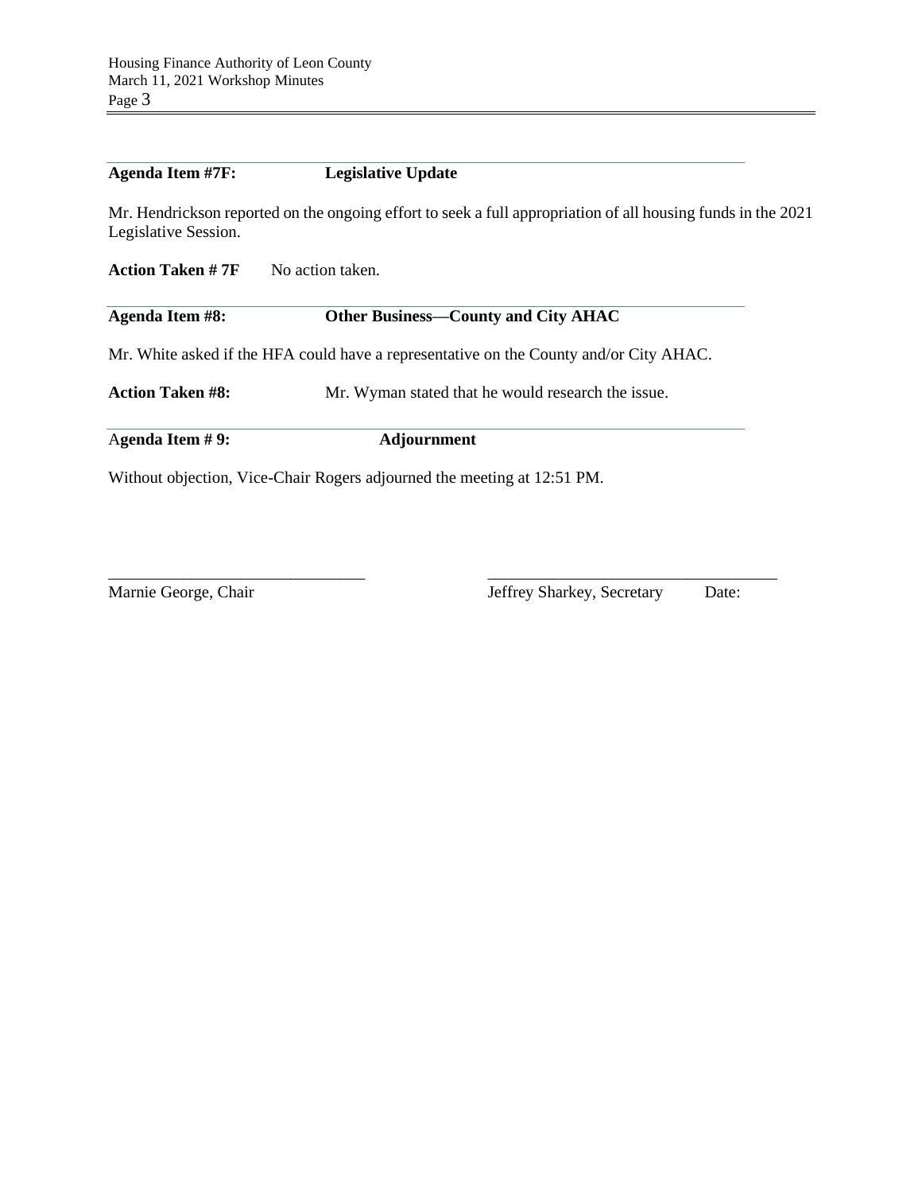**Agenda Item #7F: Legislative Update**

Mr. Hendrickson reported on the ongoing effort to seek a full appropriation of all housing funds in the 2021 Legislative Session.

**Action Taken # 7F** No action taken.

**Agenda Item #8: Other Business—County and City AHAC**

Mr. White asked if the HFA could have a representative on the County and/or City AHAC.

**Action Taken #8:** Mr. Wyman stated that he would research the issue.

**Agenda Item # 9: Adjournment**

Without objection, Vice-Chair Rogers adjourned the meeting at 12:51 PM.

_______________________________ 
Marnie George, Chair

_______________________________ 
Jeffrey Sharkey, Secretary Date: